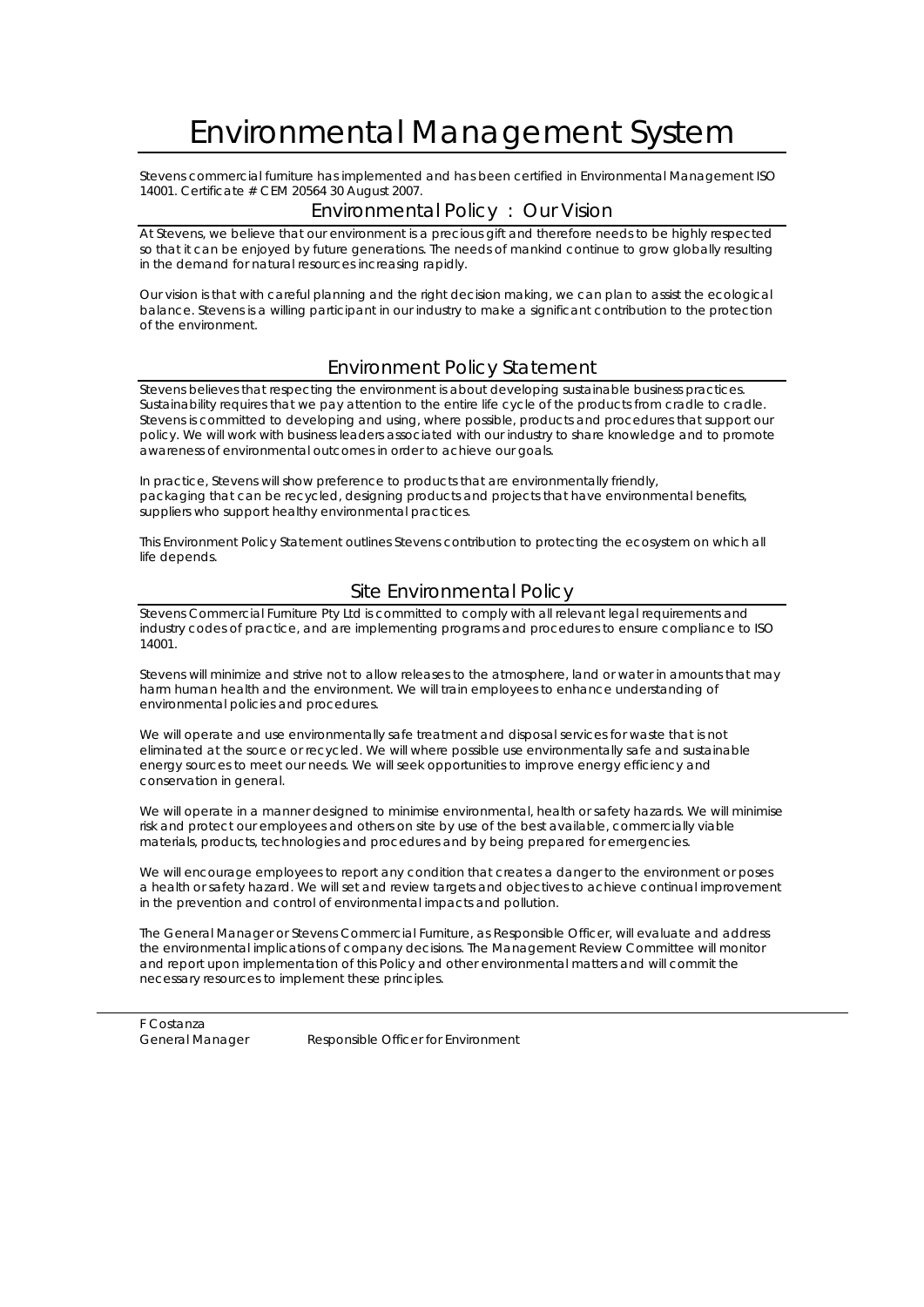# Environmental Management System

Stevens commercial furniture has implemented and has been certified in Environmental Management ISO 14001. Certificate # CEM 20564 30 August 2007.

## Environmental Policy : Our Vision

At Stevens, we believe that our environment is a precious gift and therefore needs to be highly respected so that it can be enjoyed by future generations. The needs of mankind continue to grow globally resulting in the demand for natural resources increasing rapidly.

Our vision is that with careful planning and the right decision making, we can plan to assist the ecological balance. Stevens is a willing participant in our industry to make a significant contribution to the protection of the environment.

## Environment Policy Statement

Stevens believes that respecting the environment is about developing sustainable business practices. Sustainability requires that we pay attention to the entire life cycle of the products from cradle to cradle. Stevens is committed to developing and using, where possible, products and procedures that support our policy. We will work with business leaders associated with our industry to share knowledge and to promote awareness of environmental outcomes in order to achieve our goals.

In practice, Stevens will show preference to products that are environmentally friendly, packaging that can be recycled, designing products and projects that have environmental benefits, suppliers who support healthy environmental practices.

This Environment Policy Statement outlines Stevens contribution to protecting the ecosystem on which all life depends.

## Site Environmental Policy

Stevens Commercial Furniture Pty Ltd is committed to comply with all relevant legal requirements and industry codes of practice, and are implementing programs and procedures to ensure compliance to ISO 14001.

Stevens will minimize and strive not to allow releases to the atmosphere, land or water in amounts that may harm human health and the environment. We will train employees to enhance understanding of environmental policies and procedures.

We will operate and use environmentally safe treatment and disposal services for waste that is not eliminated at the source or recycled. We will where possible use environmentally safe and sustainable energy sources to meet our needs. We will seek opportunities to improve energy efficiency and conservation in general.

We will operate in a manner designed to minimise environmental, health or safety hazards. We will minimise risk and protect our employees and others on site by use of the best available, commercially viable materials, products, technologies and procedures and by being prepared for emergencies.

We will encourage employees to report any condition that creates a danger to the environment or poses a health or safety hazard. We will set and review targets and objectives to achieve continual improvement in the prevention and control of environmental impacts and pollution.

The General Manager or Stevens Commercial Furniture, as Responsible Officer, will evaluate and address the environmental implications of company decisions. The Management Review Committee will monitor and report upon implementation of this Policy and other environmental matters and will commit the necessary resources to implement these principles.

---

F Costanza
General Manager Responsible Officer for Environment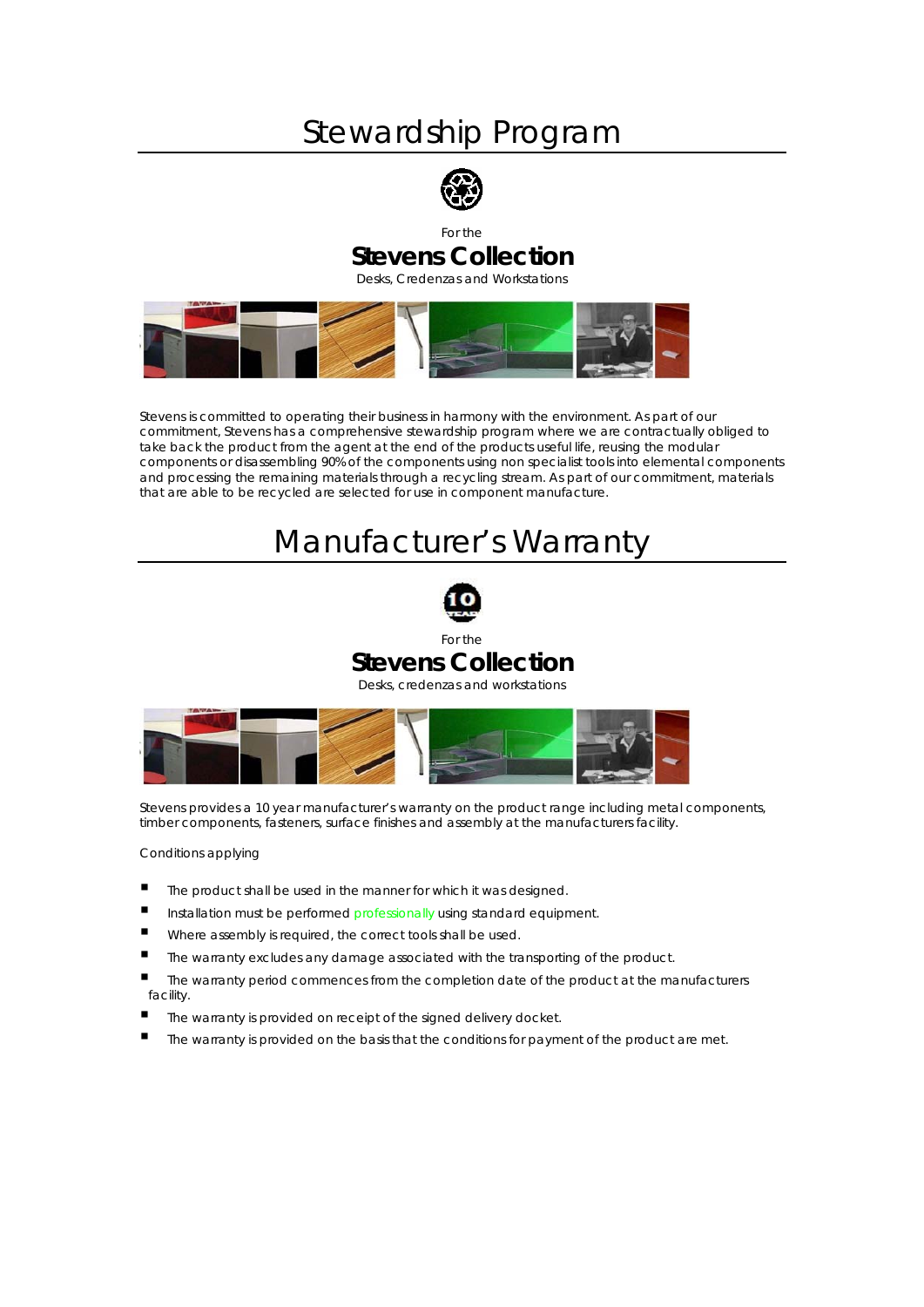# Stewardship Program

For the

**Stevens Collection**

Desks, Credenzas and Workstations

Stevens is committed to operating their business in harmony with the environment. As part of our commitment, Stevens has a comprehensive stewardship program where we are contractually obliged to take back the product from the agent at the end of the products useful life, reusing the modular components or disassembling 90% of the components using non specialist tools into elemental components and processing the remaining materials through a recycling stream. As part of our commitment, materials that are able to be recycled are selected for use in component manufacture.

# Manufacturer's Warranty

For the

**Stevens Collection**

Desks, credenzas and workstations

Stevens provides a 10 year manufacturer's warranty on the product range including metal components, timber components, fasteners, surface finishes and assembly at the manufacturers facility.

Conditions applying

- The product shall be used in the manner for which it was designed.
- Installation must be performed professionally using standard equipment.
- Where assembly is required, the correct tools shall be used.
- The warranty excludes any damage associated with the transporting of the product.
- The warranty period commences from the completion date of the product at the manufacturers facility.
- The warranty is provided on receipt of the signed delivery docket.
- The warranty is provided on the basis that the conditions for payment of the product are met.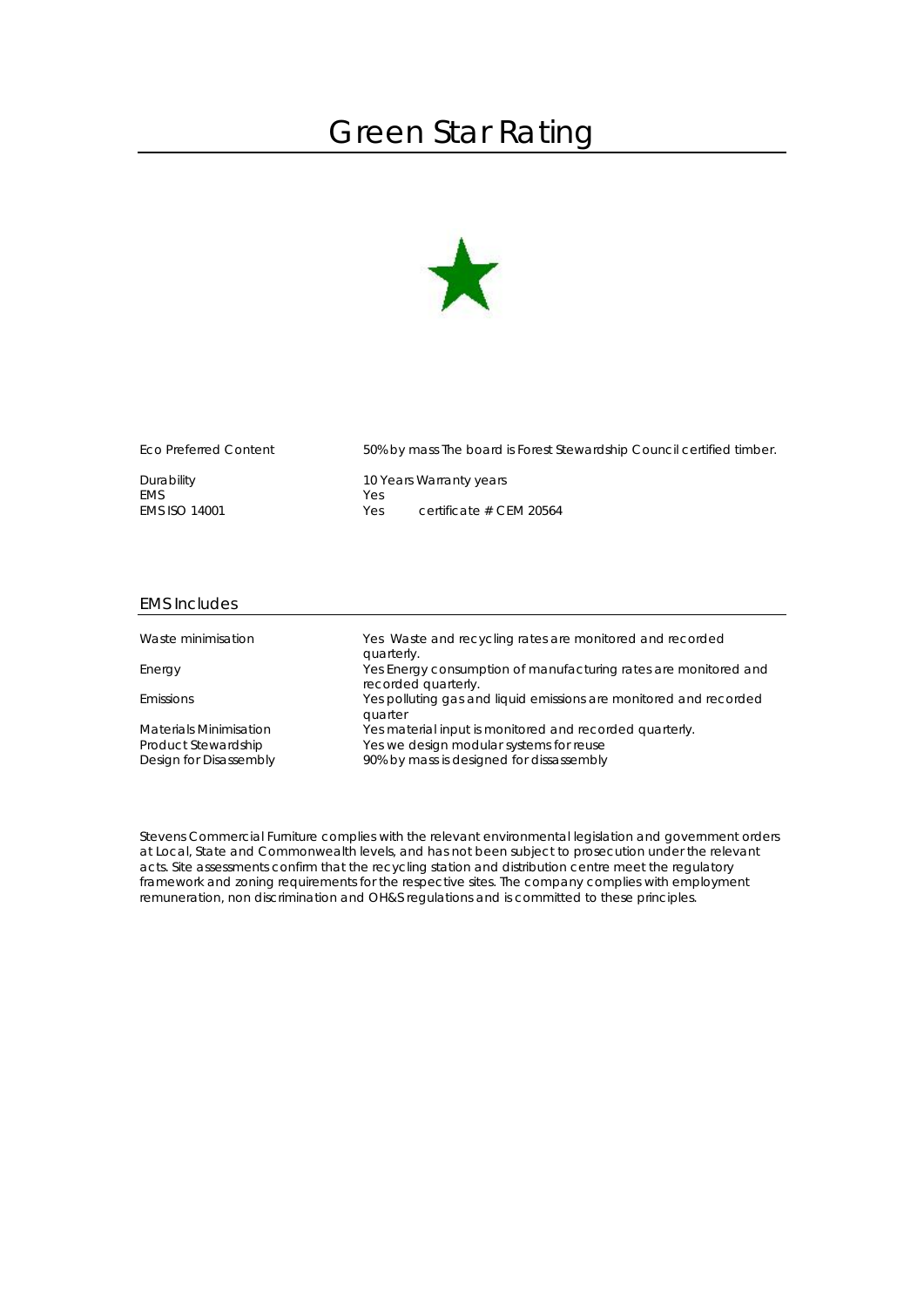# Green Star Rating

| | |
|---|---|
| Eco Preferred Content | 50% by mass The board is Forest Stewardship Council certified timber. |
| Durability | 10 Years Warranty years |
| EMS | Yes |
| EMS ISO 14001 | Yes certificate # CEM 20564 |

## EMS Includes

| | |
|---|---|
| Waste minimisation | Yes Waste and recycling rates are monitored and recorded quarterly. |
| Energy | Yes Energy consumption of manufacturing rates are monitored and recorded quarterly. |
| Emissions | Yes polluting gas and liquid emissions are monitored and recorded quarter |
| Materials Minimisation | Yes material input is monitored and recorded quarterly. |
| Product Stewardship | Yes we design modular systems for reuse |
| Design for Disassembly | 90% by mass is designed for dissassembly |

Stevens Commercial Furniture complies with the relevant environmental legislation and government orders at Local, State and Commonwealth levels, and has not been subject to prosecution under the relevant acts. Site assessments confirm that the recycling station and distribution centre meet the regulatory framework and zoning requirements for the respective sites. The company complies with employment remuneration, non discrimination and OH&S regulations and is committed to these principles.